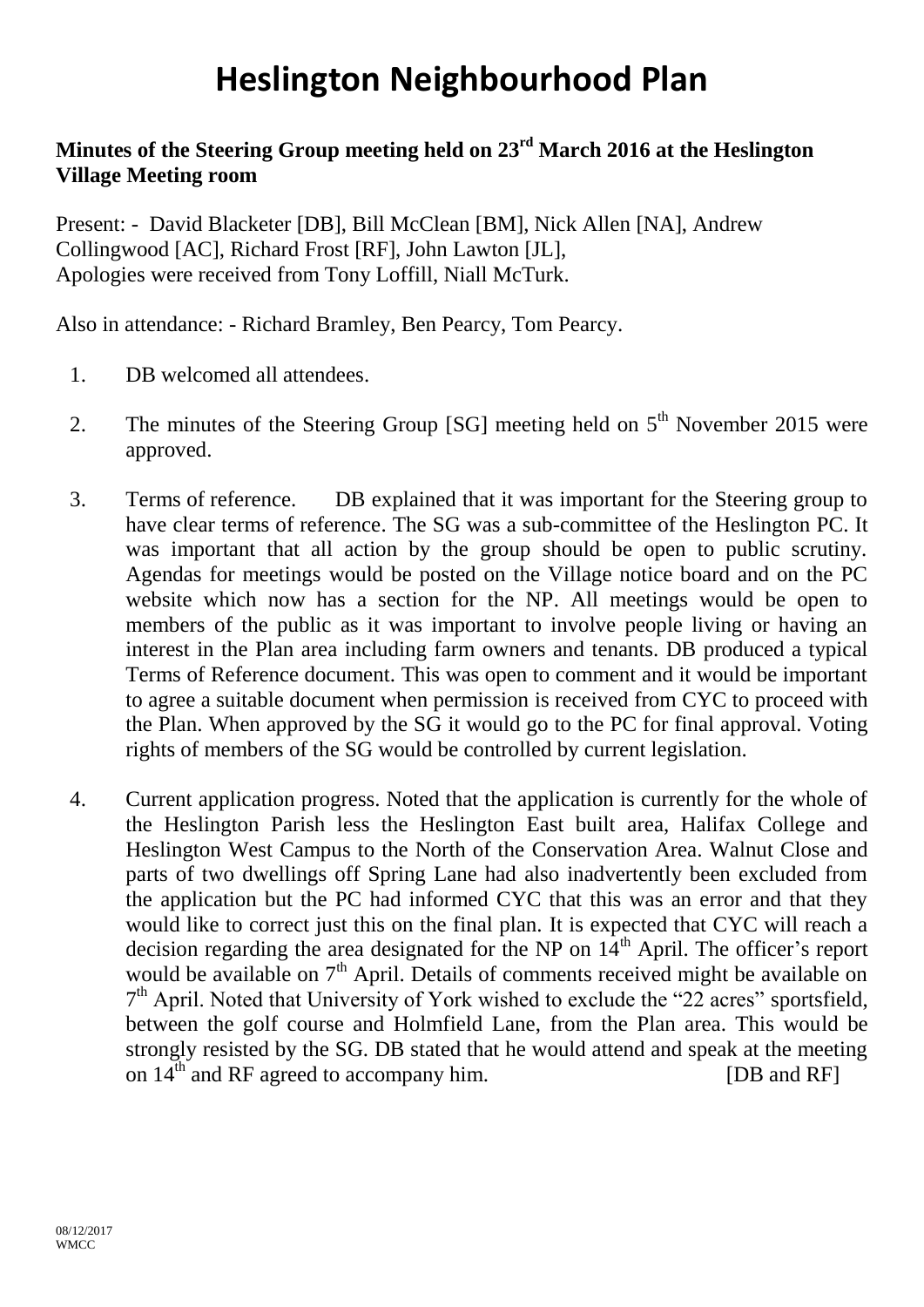# Heslington Neighbourhood Plan

**Minutes of the Steering Group meeting held on 23rd March 2016 at the Heslington Village Meeting room**

Present: - David Blacketer [DB], Bill McClean [BM], Nick Allen [NA], Andrew Collingwood [AC], Richard Frost [RF], John Lawton [JL],
Apologies were received from Tony Loffill, Niall McTurk.

Also in attendance: - Richard Bramley, Ben Pearcy, Tom Pearcy.

1. DB welcomed all attendees.

2. The minutes of the Steering Group [SG] meeting held on 5th November 2015 were approved.

3. Terms of reference. DB explained that it was important for the Steering group to have clear terms of reference. The SG was a sub-committee of the Heslington PC. It was important that all action by the group should be open to public scrutiny. Agendas for meetings would be posted on the Village notice board and on the PC website which now has a section for the NP. All meetings would be open to members of the public as it was important to involve people living or having an interest in the Plan area including farm owners and tenants. DB produced a typical Terms of Reference document. This was open to comment and it would be important to agree a suitable document when permission is received from CYC to proceed with the Plan. When approved by the SG it would go to the PC for final approval. Voting rights of members of the SG would be controlled by current legislation.

4. Current application progress. Noted that the application is currently for the whole of the Heslington Parish less the Heslington East built area, Halifax College and Heslington West Campus to the North of the Conservation Area. Walnut Close and parts of two dwellings off Spring Lane had also inadvertently been excluded from the application but the PC had informed CYC that this was an error and that they would like to correct just this on the final plan. It is expected that CYC will reach a decision regarding the area designated for the NP on 14th April. The officer's report would be available on 7th April. Details of comments received might be available on 7th April. Noted that University of York wished to exclude the "22 acres" sportsfield, between the golf course and Holmfield Lane, from the Plan area. This would be strongly resisted by the SG. DB stated that he would attend and speak at the meeting on 14th and RF agreed to accompany him. [DB and RF]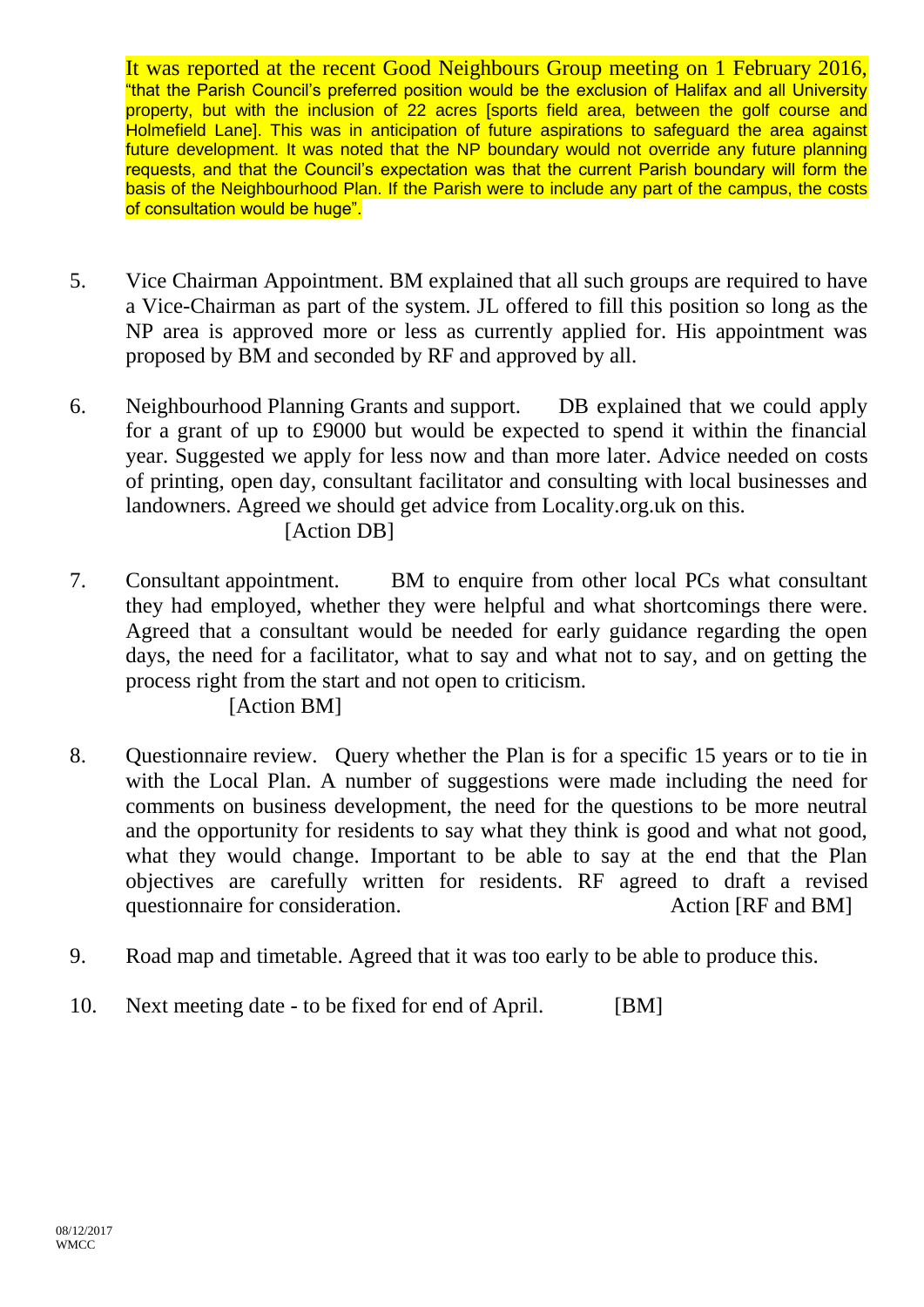It was reported at the recent Good Neighbours Group meeting on 1 February 2016, "that the Parish Council's preferred position would be the exclusion of Halifax and all University property, but with the inclusion of 22 acres [sports field area, between the golf course and Holmefield Lane]. This was in anticipation of future aspirations to safeguard the area against future development. It was noted that the NP boundary would not override any future planning requests, and that the Council's expectation was that the current Parish boundary will form the basis of the Neighbourhood Plan. If the Parish were to include any part of the campus, the costs of consultation would be huge".

5. Vice Chairman Appointment. BM explained that all such groups are required to have a Vice-Chairman as part of the system. JL offered to fill this position so long as the NP area is approved more or less as currently applied for. His appointment was proposed by BM and seconded by RF and approved by all.

6. Neighbourhood Planning Grants and support. DB explained that we could apply for a grant of up to £9000 but would be expected to spend it within the financial year. Suggested we apply for less now and than more later. Advice needed on costs of printing, open day, consultant facilitator and consulting with local businesses and landowners. Agreed we should get advice from Locality.org.uk on this.
[Action DB]

7. Consultant appointment. BM to enquire from other local PCs what consultant they had employed, whether they were helpful and what shortcomings there were. Agreed that a consultant would be needed for early guidance regarding the open days, the need for a facilitator, what to say and what not to say, and on getting the process right from the start and not open to criticism.
[Action BM]

8. Questionnaire review. Query whether the Plan is for a specific 15 years or to tie in with the Local Plan. A number of suggestions were made including the need for comments on business development, the need for the questions to be more neutral and the opportunity for residents to say what they think is good and what not good, what they would change. Important to be able to say at the end that the Plan objectives are carefully written for residents. RF agreed to draft a revised questionnaire for consideration. Action [RF and BM]

9. Road map and timetable. Agreed that it was too early to be able to produce this.

10. Next meeting date - to be fixed for end of April. [BM]

08/12/2017
WMCC